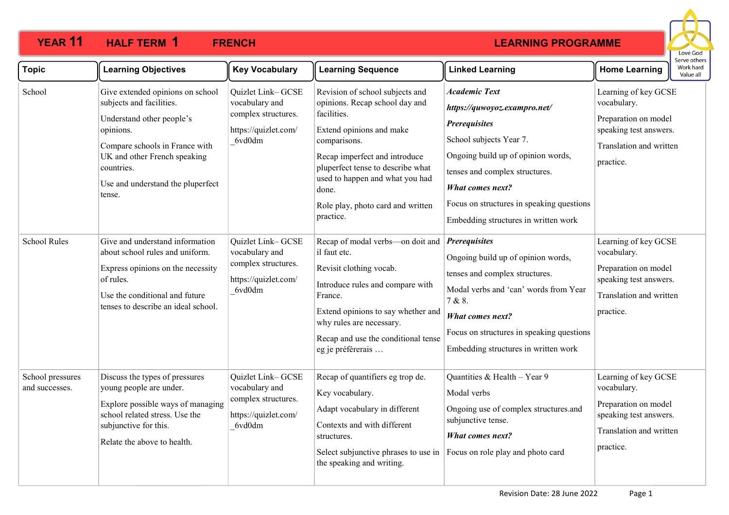# YEAR 11 HALF TERM 1 FRENCH LEARNING PROGRAMME

Love God
Serve others
Work hard
Value all

| Topic | Learning Objectives | Key Vocabulary | Learning Sequence | Linked Learning | Home Learning |
|---|---|---|---|---|---|
| School | Give extended opinions on school subjects and facilities.<br>Understand other people's opinions.<br>Compare schools in France with UK and other French speaking countries.<br>Use and understand the pluperfect tense. | Quizlet Link– GCSE vocabulary and complex structures.<br>https://quizlet.com/_6vd0dm | Revision of school subjects and opinions. Recap school day and facilities.<br>Extend opinions and make comparisons.<br>Recap imperfect and introduce pluperfect tense to describe what used to happen and what you had done.<br>Role play, photo card and written practice. | ***Academic Text***<br>***https://quwoyoz.exampro.net/***<br>***Prerequisites***<br>School subjects Year 7.<br>Ongoing build up of opinion words, tenses and complex structures.<br>***What comes next?***<br>Focus on structures in speaking questions<br>Embedding structures in written work | Learning of key GCSE vocabulary.<br>Preparation on model speaking test answers.<br>Translation and written practice. |
| School Rules | Give and understand information about school rules and uniform.<br>Express opinions on the necessity of rules.<br>Use the conditional and future tenses to describe an ideal school. | Quizlet Link– GCSE vocabulary and complex structures.<br>https://quizlet.com/_6vd0dm | Recap of modal verbs—on doit and il faut etc.<br>Revisit clothing vocab.<br>Introduce rules and compare with France.<br>Extend opinions to say whether and why rules are necessary.<br>Recap and use the conditional tense eg je préférerais … | ***Prerequisites***<br>Ongoing build up of opinion words, tenses and complex structures.<br>Modal verbs and 'can' words from Year 7 & 8.<br>***What comes next?***<br>Focus on structures in speaking questions<br>Embedding structures in written work | Learning of key GCSE vocabulary.<br>Preparation on model speaking test answers.<br>Translation and written practice. |
| School pressures and successes. | Discuss the types of pressures young people are under.<br>Explore possible ways of managing school related stress. Use the subjunctive for this.<br>Relate the above to health. | Quizlet Link– GCSE vocabulary and complex structures.<br>https://quizlet.com/_6vd0dm | Recap of quantifiers eg trop de.<br>Key vocabulary.<br>Adapt vocabulary in different Contexts and with different structures.<br>Select subjunctive phrases to use in the speaking and writing. | Quantities & Health – Year 9<br>Modal verbs<br>Ongoing use of complex structures.and subjunctive tense.<br>***What comes next?***<br>Focus on role play and photo card | Learning of key GCSE vocabulary.<br>Preparation on model speaking test answers.<br>Translation and written practice. |

Revision Date: 28 June 2022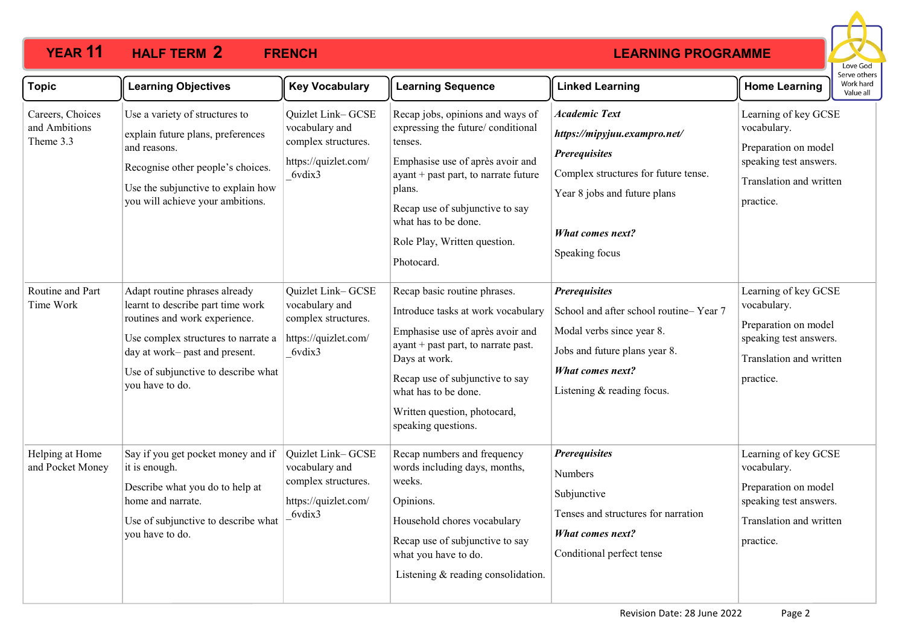# YEAR 11 HALF TERM 2 FRENCH LEARNING PROGRAMME

Love God
Serve others
Work hard
Value all

| Topic | Learning Objectives | Key Vocabulary | Learning Sequence | Linked Learning | Home Learning |
|---|---|---|---|---|---|
| Careers, Choices and Ambitions Theme 3.3 | Use a variety of structures to explain future plans, preferences and reasons.<br><br>Recognise other people's choices.<br><br>Use the subjunctive to explain how you will achieve your ambitions. | Quizlet Link– GCSE vocabulary and complex structures.<br><br>https://quizlet.com/_6vdix3 | Recap jobs, opinions and ways of expressing the future/ conditional tenses.<br><br>Emphasise use of après avoir and ayant + past part, to narrate future plans.<br><br>Recap use of subjunctive to say what has to be done.<br><br>Role Play, Written question.<br><br>Photocard. | ***Academic Text***<br><br>***https://mipyjuu.exampro.net/***<br><br>***Prerequisites***<br><br>Complex structures for future tense.<br><br>Year 8 jobs and future plans<br><br>***What comes next?***<br><br>Speaking focus | Learning of key GCSE vocabulary.<br><br>Preparation on model speaking test answers.<br><br>Translation and written practice. |
| Routine and Part Time Work | Adapt routine phrases already learnt to describe part time work routines and work experience.<br><br>Use complex structures to narrate a day at work– past and present.<br><br>Use of subjunctive to describe what you have to do. | Quizlet Link– GCSE vocabulary and complex structures.<br><br>https://quizlet.com/_6vdix3 | Recap basic routine phrases.<br><br>Introduce tasks at work vocabulary<br><br>Emphasise use of après avoir and ayant + past part, to narrate past. Days at work.<br><br>Recap use of subjunctive to say what has to be done.<br><br>Written question, photocard, speaking questions. | ***Prerequisites***<br><br>School and after school routine– Year 7<br><br>Modal verbs since year 8.<br><br>Jobs and future plans year 8.<br><br>***What comes next?***<br><br>Listening & reading focus. | Learning of key GCSE vocabulary.<br><br>Preparation on model speaking test answers.<br><br>Translation and written practice. |
| Helping at Home and Pocket Money | Say if you get pocket money and if it is enough.<br><br>Describe what you do to help at home and narrate.<br><br>Use of subjunctive to describe what you have to do. | Quizlet Link– GCSE vocabulary and complex structures.<br><br>https://quizlet.com/_6vdix3 | Recap numbers and frequency words including days, months, weeks.<br><br>Opinions.<br><br>Household chores vocabulary<br><br>Recap use of subjunctive to say what you have to do.<br><br>Listening & reading consolidation. | ***Prerequisites***<br><br>Numbers<br><br>Subjunctive<br><br>Tenses and structures for narration<br><br>***What comes next?***<br><br>Conditional perfect tense | Learning of key GCSE vocabulary.<br><br>Preparation on model speaking test answers.<br><br>Translation and written practice. |

Revision Date: 28 June 2022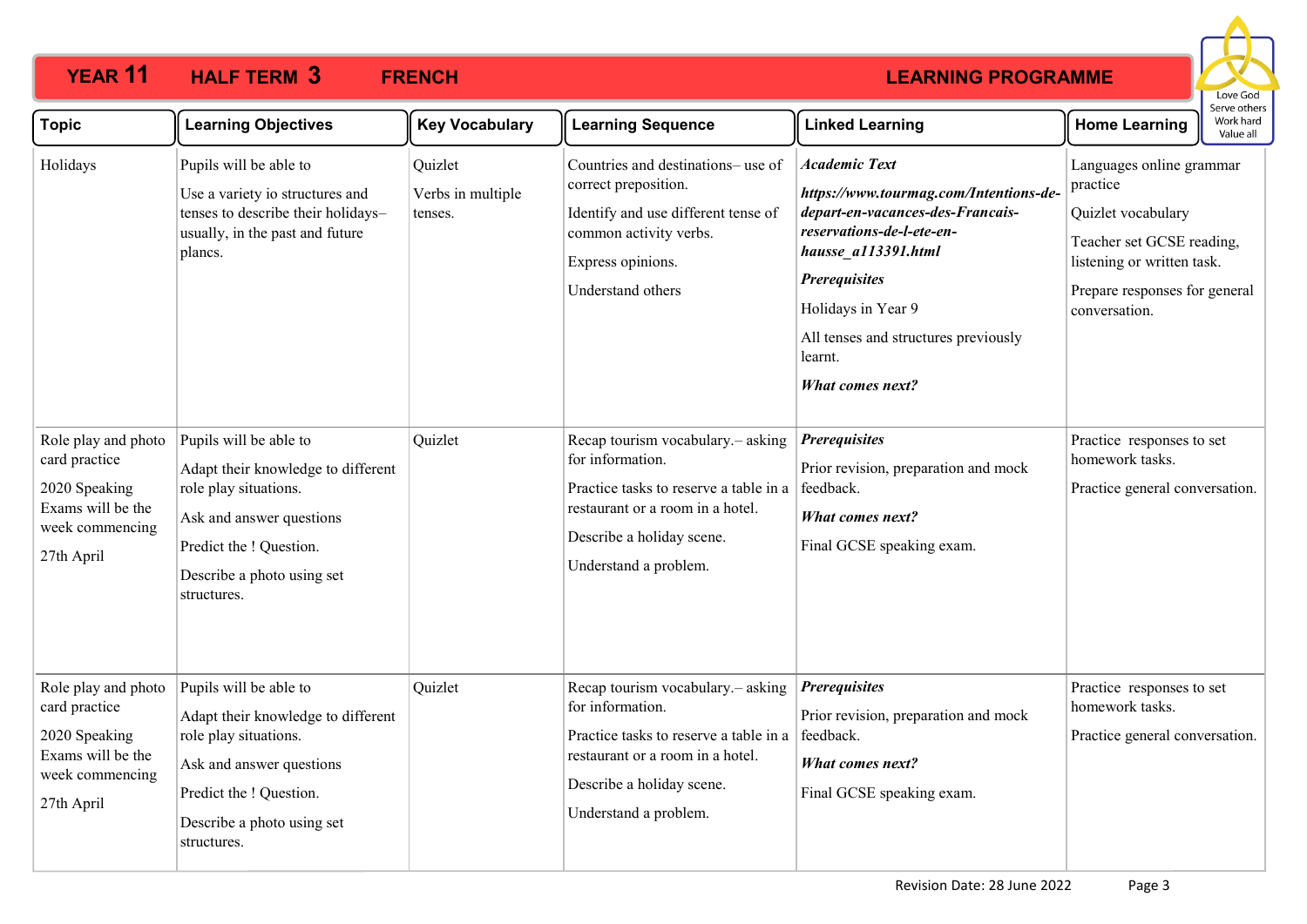# YEAR 11 HALF TERM 3 FRENCH LEARNING PROGRAMME

Love God
Serve others
Work hard
Value all

| Topic | Learning Objectives | Key Vocabulary | Learning Sequence | Linked Learning | Home Learning |
|---|---|---|---|---|---|
| Holidays | Pupils will be able to<br><br>Use a variety io structures and tenses to describe their holidays– usually, in the past and future plancs. | Quizlet<br><br>Verbs in multiple tenses. | Countries and destinations– use of correct preposition.<br><br>Identify and use different tense of common activity verbs.<br><br>Express opinions.<br><br>Understand others | ***Academic Text***<br><br>***https://www.tourmag.com/Intentions-de-depart-en-vacances-des-Francais-reservations-de-l-ete-en-hausse_a113391.html***<br><br>***Prerequisites***<br><br>Holidays in Year 9<br><br>All tenses and structures previously learnt.<br><br>***What comes next?*** | Languages online grammar practice<br><br>Quizlet vocabulary<br><br>Teacher set GCSE reading, listening or written task.<br><br>Prepare responses for general conversation. |
| Role play and photo card practice<br><br>2020 Speaking Exams will be the week commencing<br><br>27th April | Pupils will be able to<br><br>Adapt their knowledge to different role play situations.<br><br>Ask and answer questions<br><br>Predict the ! Question.<br><br>Describe a photo using set structures. | Quizlet | Recap tourism vocabulary.– asking for information.<br><br>Practice tasks to reserve a table in a restaurant or a room in a hotel.<br><br>Describe a holiday scene.<br><br>Understand a problem. | ***Prerequisites***<br><br>Prior revision, preparation and mock feedback.<br><br>***What comes next?***<br><br>Final GCSE speaking exam. | Practice responses to set homework tasks.<br><br>Practice general conversation. |
| Role play and photo card practice<br><br>2020 Speaking Exams will be the week commencing<br><br>27th April | Pupils will be able to<br><br>Adapt their knowledge to different role play situations.<br><br>Ask and answer questions<br><br>Predict the ! Question.<br><br>Describe a photo using set structures. | Quizlet | Recap tourism vocabulary.– asking for information.<br><br>Practice tasks to reserve a table in a restaurant or a room in a hotel.<br><br>Describe a holiday scene.<br><br>Understand a problem. | ***Prerequisites***<br><br>Prior revision, preparation and mock feedback.<br><br>***What comes next?***<br><br>Final GCSE speaking exam. | Practice responses to set homework tasks.<br><br>Practice general conversation. |

Revision Date: 28 June 2022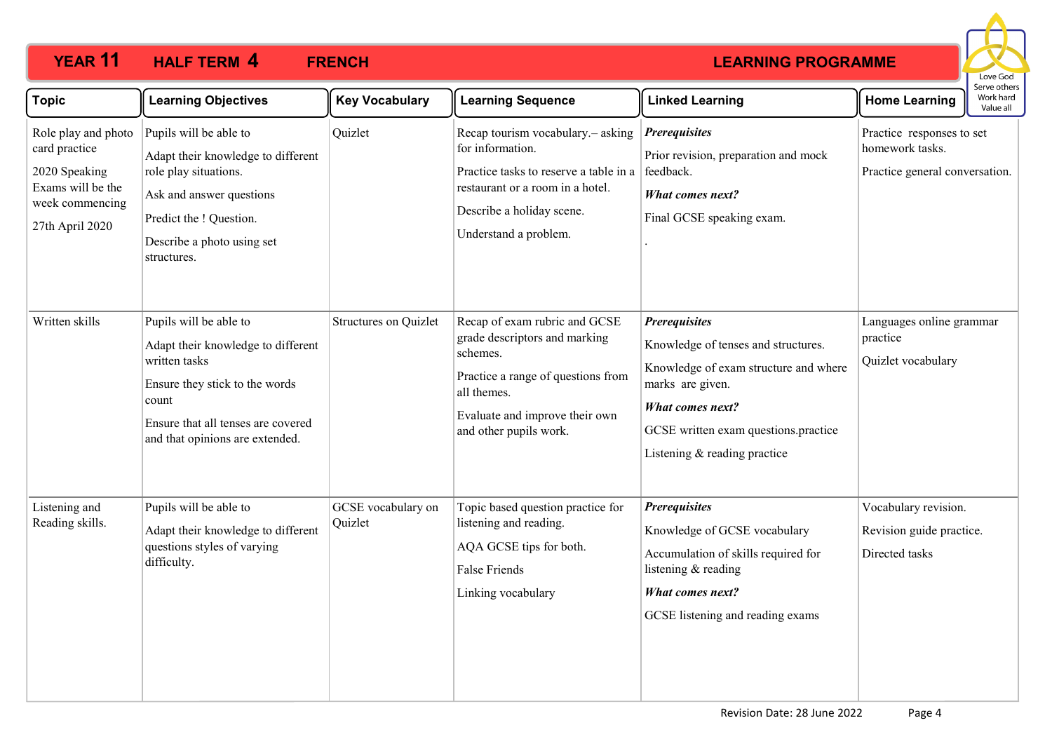# YEAR 11 HALF TERM 4 FRENCH LEARNING PROGRAMME

Love God
Serve others
Work hard
Value all

| Topic | Learning Objectives | Key Vocabulary | Learning Sequence | Linked Learning | Home Learning |
|---|---|---|---|---|---|
| Role play and photo card practice<br><br>2020 Speaking Exams will be the week commencing<br><br>27th April 2020 | Pupils will be able to<br><br>Adapt their knowledge to different role play situations.<br><br>Ask and answer questions<br><br>Predict the ! Questiion.<br><br>Describe a photo using set structures. | Quizlet | Recap tourism vocabulary.– asking for information.<br><br>Practice tasks to reserve a table in a restaurant or a room in a hotel.<br><br>Describe a holiday scene.<br><br>Understand a problem. | ***Prerequisites***<br><br>Prior revision, preparation and mock feedback.<br><br>***What comes next?***<br><br>Final GCSE speaking exam.<br><br>. | Practice responses to set homework tasks.<br><br>Practice general conversation. |
| Written skills | Pupils will be able to<br><br>Adapt their knowledge to different written tasks<br><br>Ensure they stick to the words count<br><br>Ensure that all tenses are covered and that opinions are extended. | Structures on Quizlet | Recap of exam rubric and GCSE grade descriptors and marking schemes.<br><br>Practice a range of questions from all themes.<br><br>Evaluate and improve their own and other pupils work. | ***Prerequisites***<br><br>Knowledge of tenses and structures.<br><br>Knowledge of exam structure and where marks are given.<br><br>***What comes next?***<br><br>GCSE written exam questions.practice<br><br>Listening & reading practice | Languages online grammar practice<br><br>Quizlet vocabulary |
| Listening and Reading skills. | Pupils will be able to<br><br>Adapt their knowledge to different questions styles of varying difficulty. | GCSE vocabulary on Quizlet | Topic based question practice for listening and reading.<br><br>AQA GCSE tips for both.<br><br>False Friends<br><br>Linking vocabulary | ***Prerequisites***<br><br>Knowledge of GCSE vocabulary<br><br>Accumulation of skills required for listening & reading<br><br>***What comes next?***<br><br>GCSE listening and reading exams | Vocabulary revision.<br><br>Revision guide practice.<br><br>Directed tasks |

Revision Date: 28 June 2022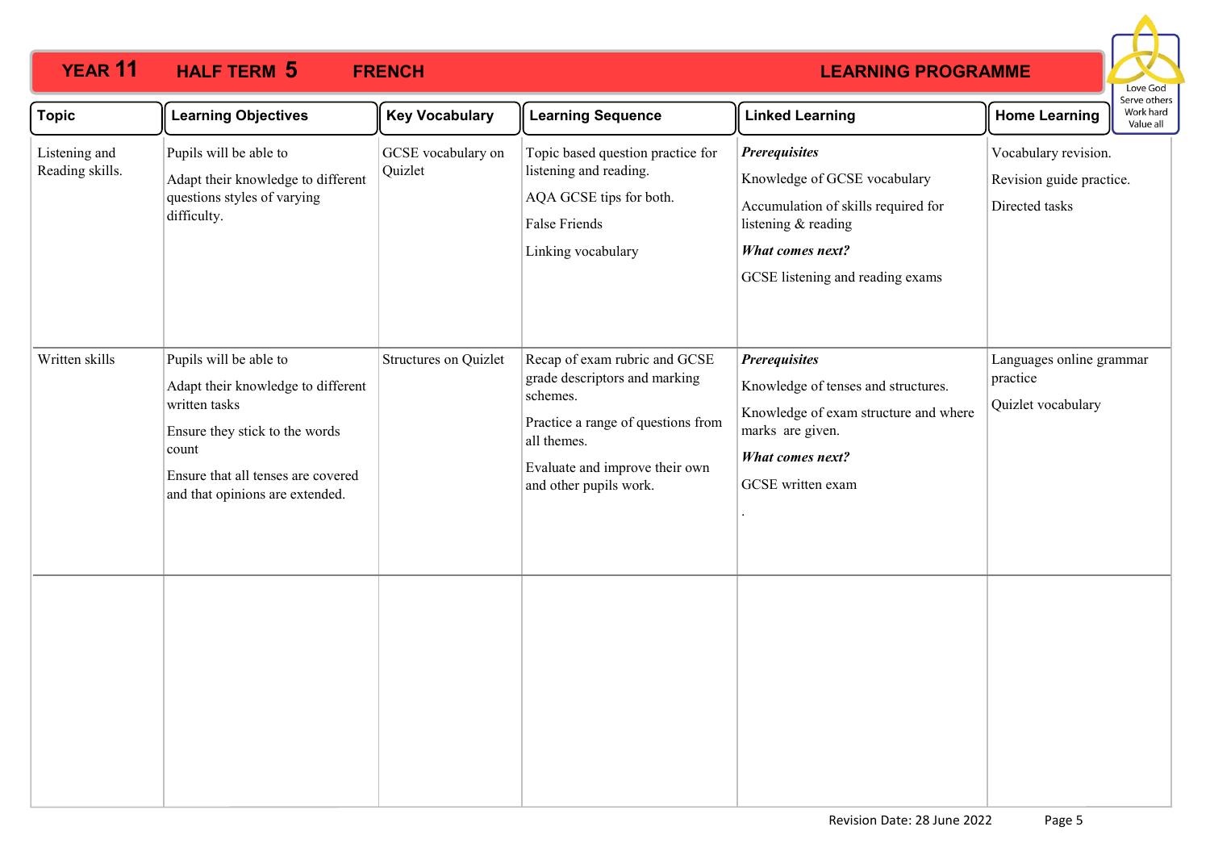# YEAR 11 HALF TERM 5 FRENCH LEARNING PROGRAMME

Love God
Serve others
Work hard
Value all

| Topic | Learning Objectives | Key Vocabulary | Learning Sequence | Linked Learning | Home Learning |
|---|---|---|---|---|---|
| Listening and Reading skills. | Pupils will be able to<br><br>Adapt their knowledge to different questions styles of varying difficulty. | GCSE vocabulary on Quizlet | Topic based question practice for listening and reading.<br><br>AQA GCSE tips for both.<br><br>False Friends<br><br>Linking vocabulary | ***Prerequisites***<br><br>Knowledge of GCSE vocabulary<br><br>Accumulation of skills required for listening & reading<br><br>***What comes next?***<br><br>GCSE listening and reading exams | Vocabulary revision.<br><br>Revision guide practice.<br><br>Directed tasks |
| Written skills | Pupils will be able to<br><br>Adapt their knowledge to different written tasks<br><br>Ensure they stick to the words count<br><br>Ensure that all tenses are covered and that opinions are extended. | Structures on Quizlet | Recap of exam rubric and GCSE grade descriptors and marking schemes.<br><br>Practice a range of questions from all themes.<br><br>Evaluate and improve their own and other pupils work. | ***Prerequisites***<br><br>Knowledge of tenses and structures.<br><br>Knowledge of exam structure and where marks are given.<br><br>***What comes next?***<br><br>GCSE written exam<br><br>. | Languages online grammar practice<br><br>Quizlet vocabulary |
| | | | | | |

Revision Date: 28 June 2022